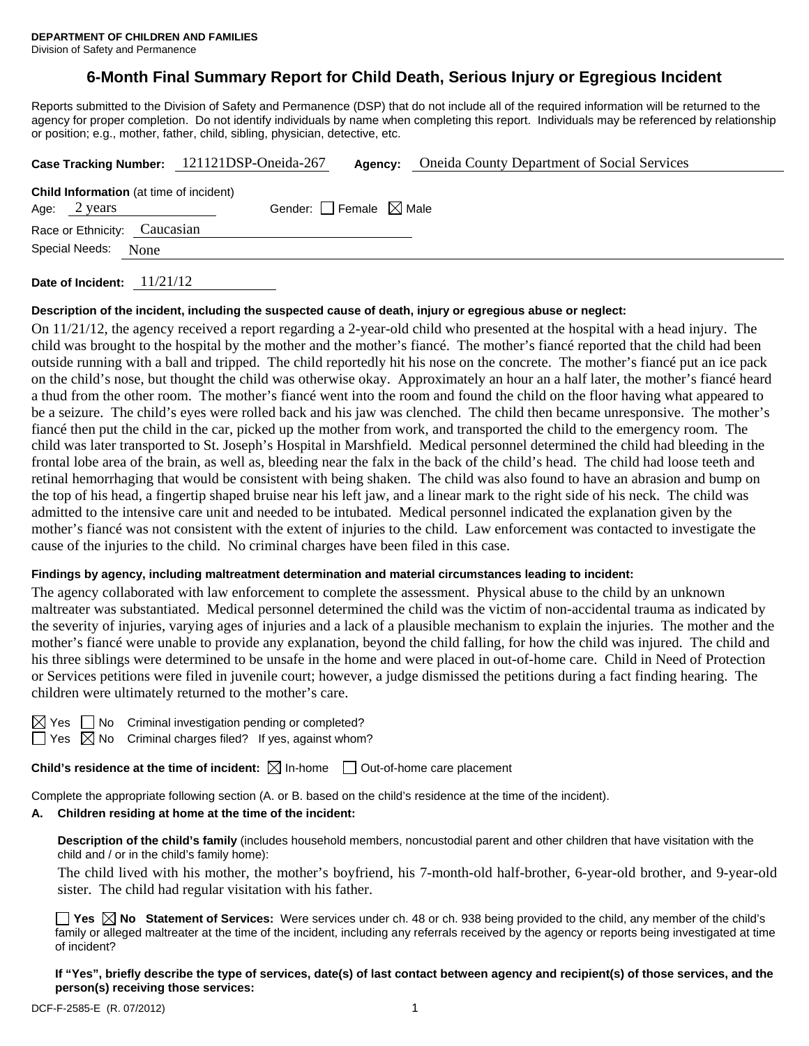**DEPARTMENT OF CHILDREN AND FAMILIES**
Division of Safety and Permanence

# 6-Month Final Summary Report for Child Death, Serious Injury or Egregious Incident

Reports submitted to the Division of Safety and Permanence (DSP) that do not include all of the required information will be returned to the agency for proper completion. Do not identify individuals by name when completing this report. Individuals may be referenced by relationship or position; e.g., mother, father, child, sibling, physician, detective, etc.

**Case Tracking Number:** 121121DSP-Oneida-267 **Agency:** Oneida County Department of Social Services

**Child Information** (at time of incident)
Age: 2 years Gender: ☐ Female ☒ Male
Race or Ethnicity: Caucasian
Special Needs: None

**Date of Incident:** 11/21/12

**Description of the incident, including the suspected cause of death, injury or egregious abuse or neglect:**

On 11/21/12, the agency received a report regarding a 2-year-old child who presented at the hospital with a head injury. The child was brought to the hospital by the mother and the mother's fiancé. The mother's fiancé reported that the child had been outside running with a ball and tripped. The child reportedly hit his nose on the concrete. The mother's fiancé put an ice pack on the child's nose, but thought the child was otherwise okay. Approximately an hour an a half later, the mother's fiancé heard a thud from the other room. The mother's fiancé went into the room and found the child on the floor having what appeared to be a seizure. The child's eyes were rolled back and his jaw was clenched. The child then became unresponsive. The mother's fiancé then put the child in the car, picked up the mother from work, and transported the child to the emergency room. The child was later transported to St. Joseph's Hospital in Marshfield. Medical personnel determined the child had bleeding in the frontal lobe area of the brain, as well as, bleeding near the falx in the back of the child's head. The child had loose teeth and retinal hemorrhaging that would be consistent with being shaken. The child was also found to have an abrasion and bump on the top of his head, a fingertip shaped bruise near his left jaw, and a linear mark to the right side of his neck. The child was admitted to the intensive care unit and needed to be intubated. Medical personnel indicated the explanation given by the mother's fiancé was not consistent with the extent of injuries to the child. Law enforcement was contacted to investigate the cause of the injuries to the child. No criminal charges have been filed in this case.

**Findings by agency, including maltreatment determination and material circumstances leading to incident:**

The agency collaborated with law enforcement to complete the assessment. Physical abuse to the child by an unknown maltreater was substantiated. Medical personnel determined the child was the victim of non-accidental trauma as indicated by the severity of injuries, varying ages of injuries and a lack of a plausible mechanism to explain the injuries. The mother and the mother's fiancé were unable to provide any explanation, beyond the child falling, for how the child was injured. The child and his three siblings were determined to be unsafe in the home and were placed in out-of-home care. Child in Need of Protection or Services petitions were filed in juvenile court; however, a judge dismissed the petitions during a fact finding hearing. The children were ultimately returned to the mother's care.

☒ Yes ☐ No Criminal investigation pending or completed?
☐ Yes ☒ No Criminal charges filed? If yes, against whom?

**Child's residence at the time of incident:** ☒ In-home ☐ Out-of-home care placement

Complete the appropriate following section (A. or B. based on the child's residence at the time of the incident).

**A. Children residing at home at the time of the incident:**

**Description of the child's family** (includes household members, noncustodial parent and other children that have visitation with the child and / or in the child's family home):

The child lived with his mother, the mother's boyfriend, his 7-month-old half-brother, 6-year-old brother, and 9-year-old sister. The child had regular visitation with his father.

☐ **Yes** ☒ **No Statement of Services:** Were services under ch. 48 or ch. 938 being provided to the child, any member of the child's family or alleged maltreater at the time of the incident, including any referrals received by the agency or reports being investigated at time of incident?

**If "Yes", briefly describe the type of services, date(s) of last contact between agency and recipient(s) of those services, and the person(s) receiving those services:**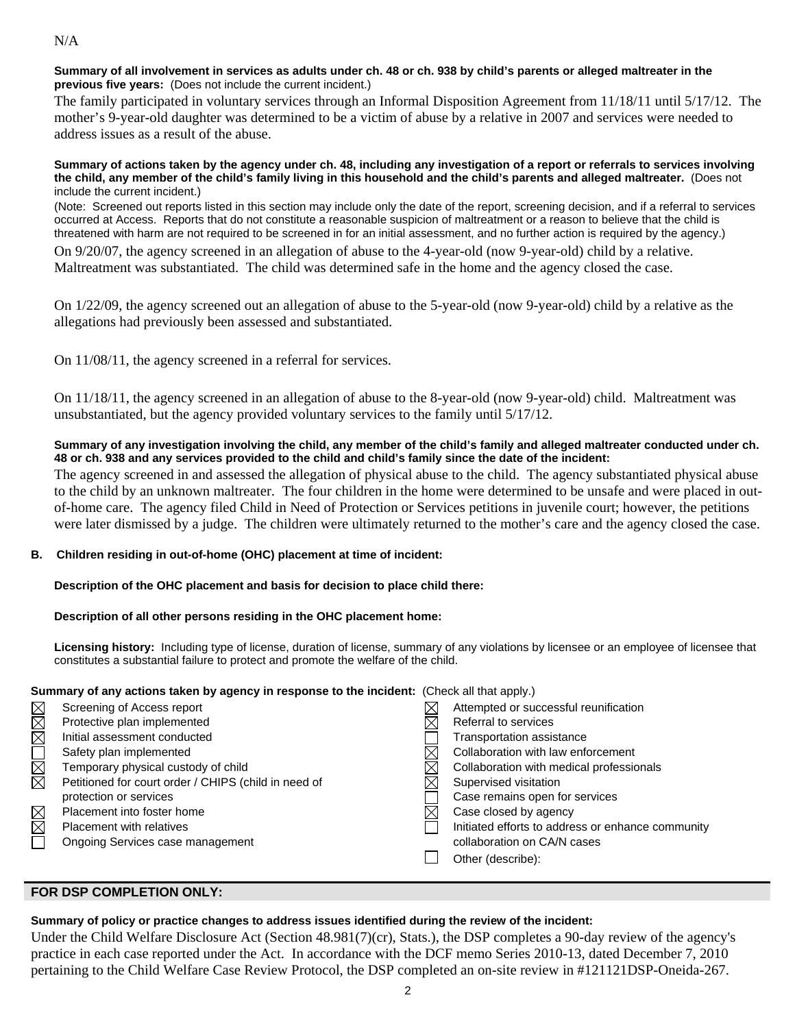N/A

**Summary of all involvement in services as adults under ch. 48 or ch. 938 by child's parents or alleged maltreater in the previous five years:** (Does not include the current incident.)

The family participated in voluntary services through an Informal Disposition Agreement from 11/18/11 until 5/17/12. The mother's 9-year-old daughter was determined to be a victim of abuse by a relative in 2007 and services were needed to address issues as a result of the abuse.

**Summary of actions taken by the agency under ch. 48, including any investigation of a report or referrals to services involving the child, any member of the child's family living in this household and the child's parents and alleged maltreater.** (Does not include the current incident.)

(Note: Screened out reports listed in this section may include only the date of the report, screening decision, and if a referral to services occurred at Access. Reports that do not constitute a reasonable suspicion of maltreatment or a reason to believe that the child is threatened with harm are not required to be screened in for an initial assessment, and no further action is required by the agency.)

On 9/20/07, the agency screened in an allegation of abuse to the 4-year-old (now 9-year-old) child by a relative. Maltreatment was substantiated. The child was determined safe in the home and the agency closed the case.

On 1/22/09, the agency screened out an allegation of abuse to the 5-year-old (now 9-year-old) child by a relative as the allegations had previously been assessed and substantiated.

On 11/08/11, the agency screened in a referral for services.

On 11/18/11, the agency screened in an allegation of abuse to the 8-year-old (now 9-year-old) child. Maltreatment was unsubstantiated, but the agency provided voluntary services to the family until 5/17/12.

**Summary of any investigation involving the child, any member of the child's family and alleged maltreater conducted under ch. 48 or ch. 938 and any services provided to the child and child's family since the date of the incident:**

The agency screened in and assessed the allegation of physical abuse to the child. The agency substantiated physical abuse to the child by an unknown maltreater. The four children in the home were determined to be unsafe and were placed in out-of-home care. The agency filed Child in Need of Protection or Services petitions in juvenile court; however, the petitions were later dismissed by a judge. The children were ultimately returned to the mother's care and the agency closed the case.

**B. Children residing in out-of-home (OHC) placement at time of incident:**

**Description of the OHC placement and basis for decision to place child there:**

**Description of all other persons residing in the OHC placement home:**

**Licensing history:** Including type of license, duration of license, summary of any violations by licensee or an employee of licensee that constitutes a substantial failure to protect and promote the welfare of the child.

**Summary of any actions taken by agency in response to the incident:** (Check all that apply.)

- ☒ Screening of Access report
- ☒ Protective plan implemented
- ☒ Initial assessment conducted
- ☐ Safety plan implemented
- ☒ Temporary physical custody of child
- ☒ Petitioned for court order / CHIPS (child in need of protection or services
- ☒ Placement into foster home
- ☒ Placement with relatives
- ☐ Ongoing Services case management
- ☒ Attempted or successful reunification
- ☒ Referral to services
- ☐ Transportation assistance
- ☒ Collaboration with law enforcement
- ☒ Collaboration with medical professionals
- ☒ Supervised visitation
- ☐ Case remains open for services
- ☒ Case closed by agency
- ☐ Initiated efforts to address or enhance community collaboration on CA/N cases
- ☐ Other (describe):

## FOR DSP COMPLETION ONLY:

**Summary of policy or practice changes to address issues identified during the review of the incident:**

Under the Child Welfare Disclosure Act (Section 48.981(7)(cr), Stats.), the DSP completes a 90-day review of the agency's practice in each case reported under the Act. In accordance with the DCF memo Series 2010-13, dated December 7, 2010 pertaining to the Child Welfare Case Review Protocol, the DSP completed an on-site review in #121121DSP-Oneida-267.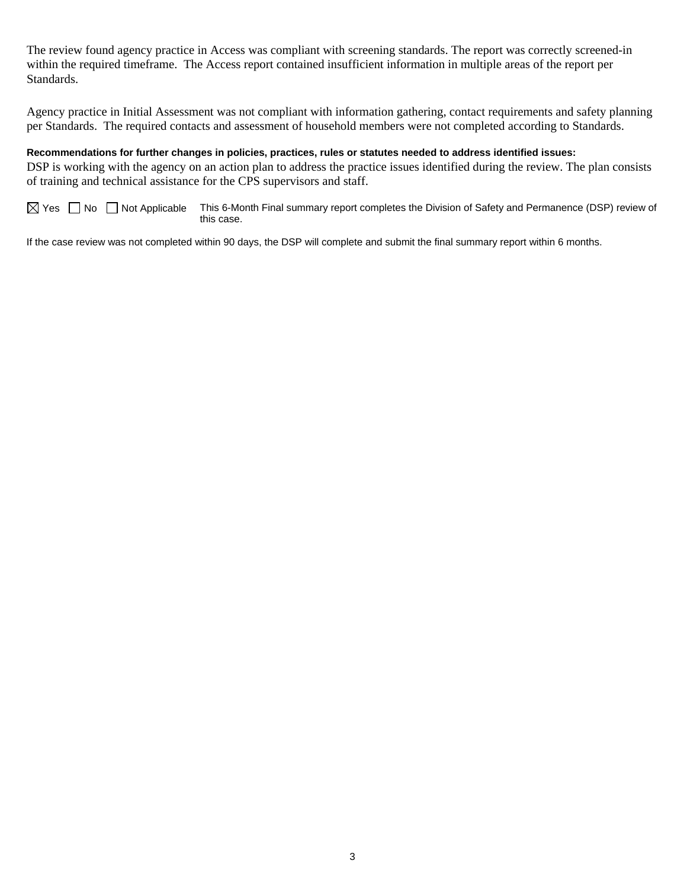The review found agency practice in Access was compliant with screening standards. The report was correctly screened-in within the required timeframe. The Access report contained insufficient information in multiple areas of the report per Standards.

Agency practice in Initial Assessment was not compliant with information gathering, contact requirements and safety planning per Standards. The required contacts and assessment of household members were not completed according to Standards.

**Recommendations for further changes in policies, practices, rules or statutes needed to address identified issues:**

DSP is working with the agency on an action plan to address the practice issues identified during the review. The plan consists of training and technical assistance for the CPS supervisors and staff.

☒ Yes ☐ No ☐ Not Applicable This 6-Month Final summary report completes the Division of Safety and Permanence (DSP) review of this case.

If the case review was not completed within 90 days, the DSP will complete and submit the final summary report within 6 months.